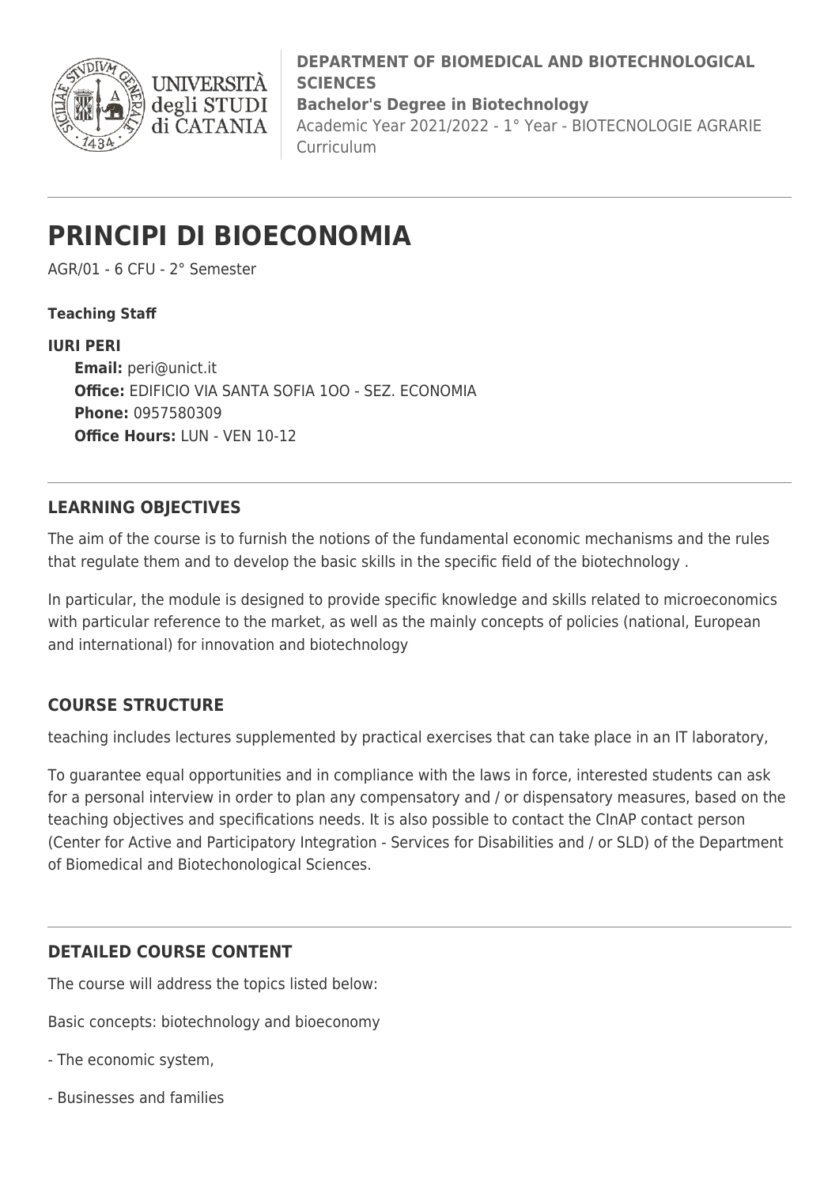**DEPARTMENT OF BIOMEDICAL AND BIOTECHNOLOGICAL SCIENCES**
**Bachelor's Degree in Biotechnology**
Academic Year 2021/2022 - 1° Year - BIOTECNOLOGIE AGRARIE Curriculum

# PRINCIPI DI BIOECONOMIA

AGR/01 - 6 CFU - 2° Semester

**Teaching Staff**

**IURI PERI**
**Email:** peri@unict.it
**Office:** EDIFICIO VIA SANTA SOFIA 1OO - SEZ. ECONOMIA
**Phone:** 0957580309
**Office Hours:** LUN - VEN 10-12

## LEARNING OBJECTIVES

The aim of the course is to furnish the notions of the fundamental economic mechanisms and the rules that regulate them and to develop the basic skills in the specific field of the biotechnology .

In particular, the module is designed to provide specific knowledge and skills related to microeconomics with particular reference to the market, as well as the mainly concepts of policies (national, European and international) for innovation and biotechnology

## COURSE STRUCTURE

teaching includes lectures supplemented by practical exercises that can take place in an IT laboratory,

To guarantee equal opportunities and in compliance with the laws in force, interested students can ask for a personal interview in order to plan any compensatory and / or dispensatory measures, based on the teaching objectives and specifications needs. It is also possible to contact the CInAP contact person (Center for Active and Participatory Integration - Services for Disabilities and / or SLD) of the Department of Biomedical and Biotechonological Sciences.

## DETAILED COURSE CONTENT

The course will address the topics listed below:

Basic concepts: biotechnology and bioeconomy

- The economic system,

- Businesses and families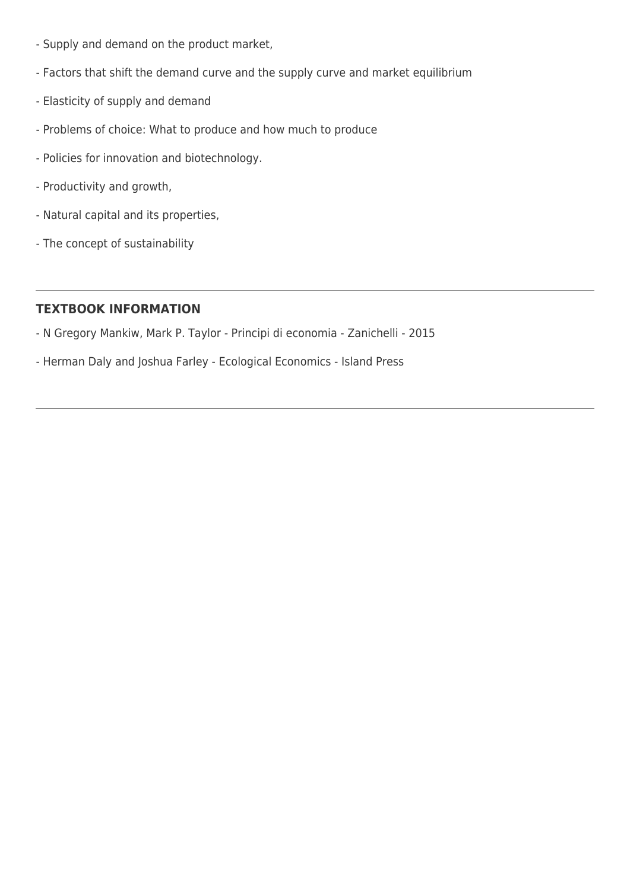- Supply and demand on the product market,
- Factors that shift the demand curve and the supply curve and market equilibrium
- Elasticity of supply and demand
- Problems of choice: What to produce and how much to produce
- Policies for innovation and biotechnology.
- Productivity and growth,
- Natural capital and its properties,
- The concept of sustainability

---

## TEXTBOOK INFORMATION

- N Gregory Mankiw, Mark P. Taylor - Principi di economia - Zanichelli - 2015
- Herman Daly and Joshua Farley - Ecological Economics - Island Press

---